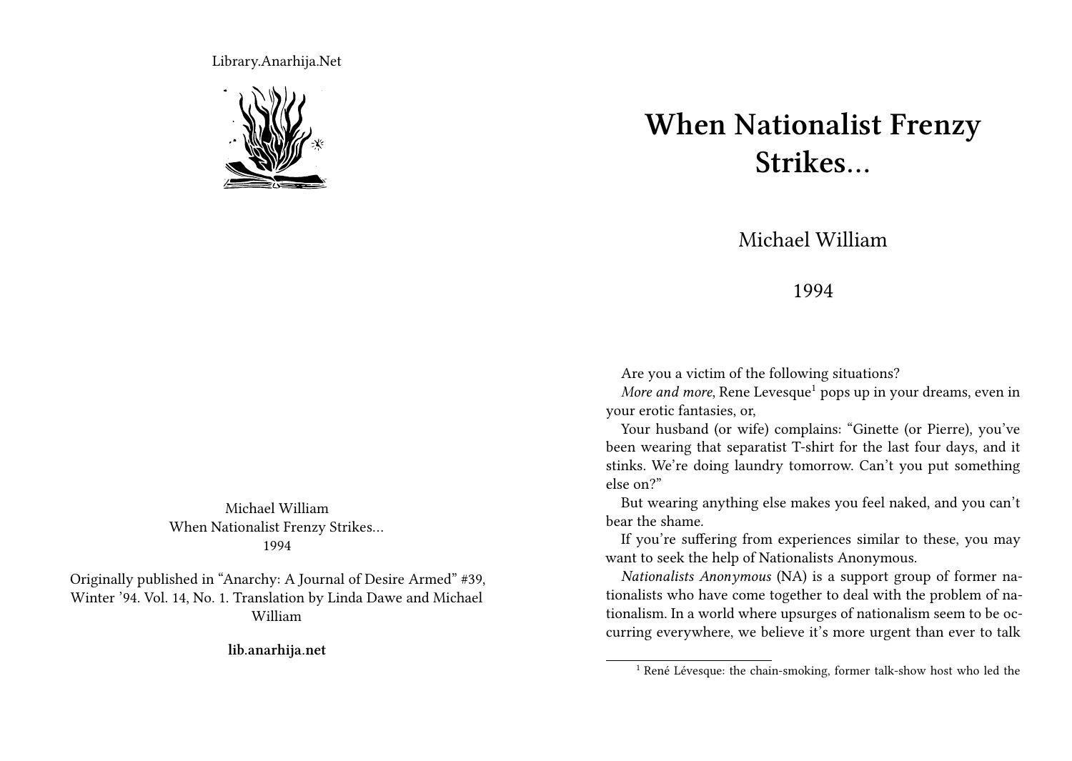Library.Anarhija.Net

Michael William
When Nationalist Frenzy Strikes…
1994

Originally published in "Anarchy: A Journal of Desire Armed" #39, Winter '94. Vol. 14, No. 1. Translation by Linda Dawe and Michael William

**lib.anarhija.net**

# When Nationalist Frenzy Strikes…

Michael William

1994

Are you a victim of the following situations?

*More and more*, Rene Levesque[1] pops up in your dreams, even in your erotic fantasies, or,

Your husband (or wife) complains: "Ginette (or Pierre), you've been wearing that separatist T-shirt for the last four days, and it stinks. We're doing laundry tomorrow. Can't you put something else on?"

But wearing anything else makes you feel naked, and you can't bear the shame.

If you're suffering from experiences similar to these, you may want to seek the help of Nationalists Anonymous.

*Nationalists Anonymous* (NA) is a support group of former nationalists who have come together to deal with the problem of nationalism. In a world where upsurges of nationalism seem to be occurring everywhere, we believe it's more urgent than ever to talk

[1] René Lévesque: the chain-smoking, former talk-show host who led the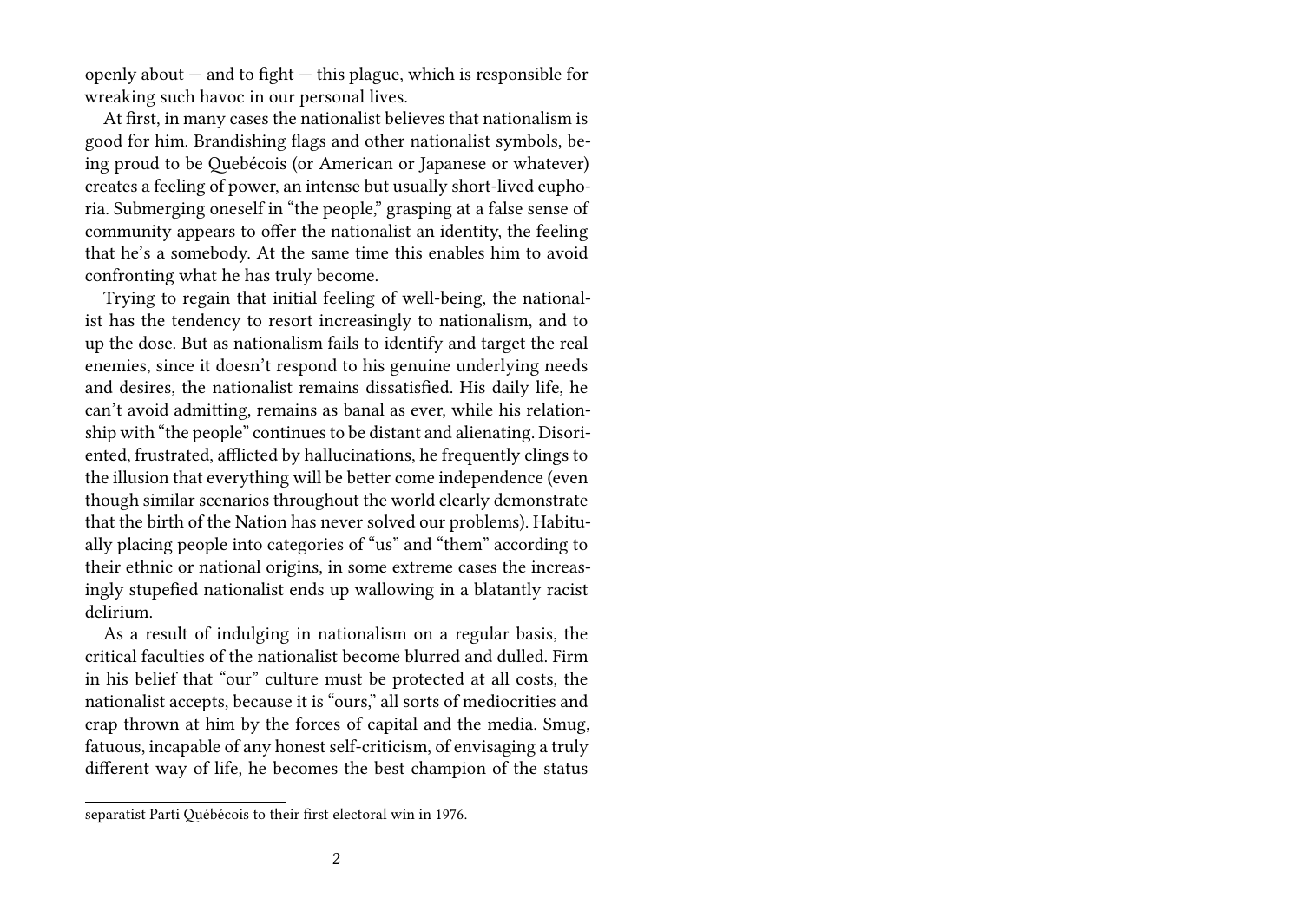openly about — and to fight — this plague, which is responsible for wreaking such havoc in our personal lives.

At first, in many cases the nationalist believes that nationalism is good for him. Brandishing flags and other nationalist symbols, being proud to be Quebécois (or American or Japanese or whatever) creates a feeling of power, an intense but usually short-lived euphoria. Submerging oneself in "the people," grasping at a false sense of community appears to offer the nationalist an identity, the feeling that he's a somebody. At the same time this enables him to avoid confronting what he has truly become.

Trying to regain that initial feeling of well-being, the nationalist has the tendency to resort increasingly to nationalism, and to up the dose. But as nationalism fails to identify and target the real enemies, since it doesn't respond to his genuine underlying needs and desires, the nationalist remains dissatisfied. His daily life, he can't avoid admitting, remains as banal as ever, while his relationship with "the people" continues to be distant and alienating. Disoriented, frustrated, afflicted by hallucinations, he frequently clings to the illusion that everything will be better come independence (even though similar scenarios throughout the world clearly demonstrate that the birth of the Nation has never solved our problems). Habitually placing people into categories of "us" and "them" according to their ethnic or national origins, in some extreme cases the increasingly stupefied nationalist ends up wallowing in a blatantly racist delirium.

As a result of indulging in nationalism on a regular basis, the critical faculties of the nationalist become blurred and dulled. Firm in his belief that "our" culture must be protected at all costs, the nationalist accepts, because it is "ours," all sorts of mediocrities and crap thrown at him by the forces of capital and the media. Smug, fatuous, incapable of any honest self-criticism, of envisaging a truly different way of life, he becomes the best champion of the status

---

separatist Parti Québécois to their first electoral win in 1976.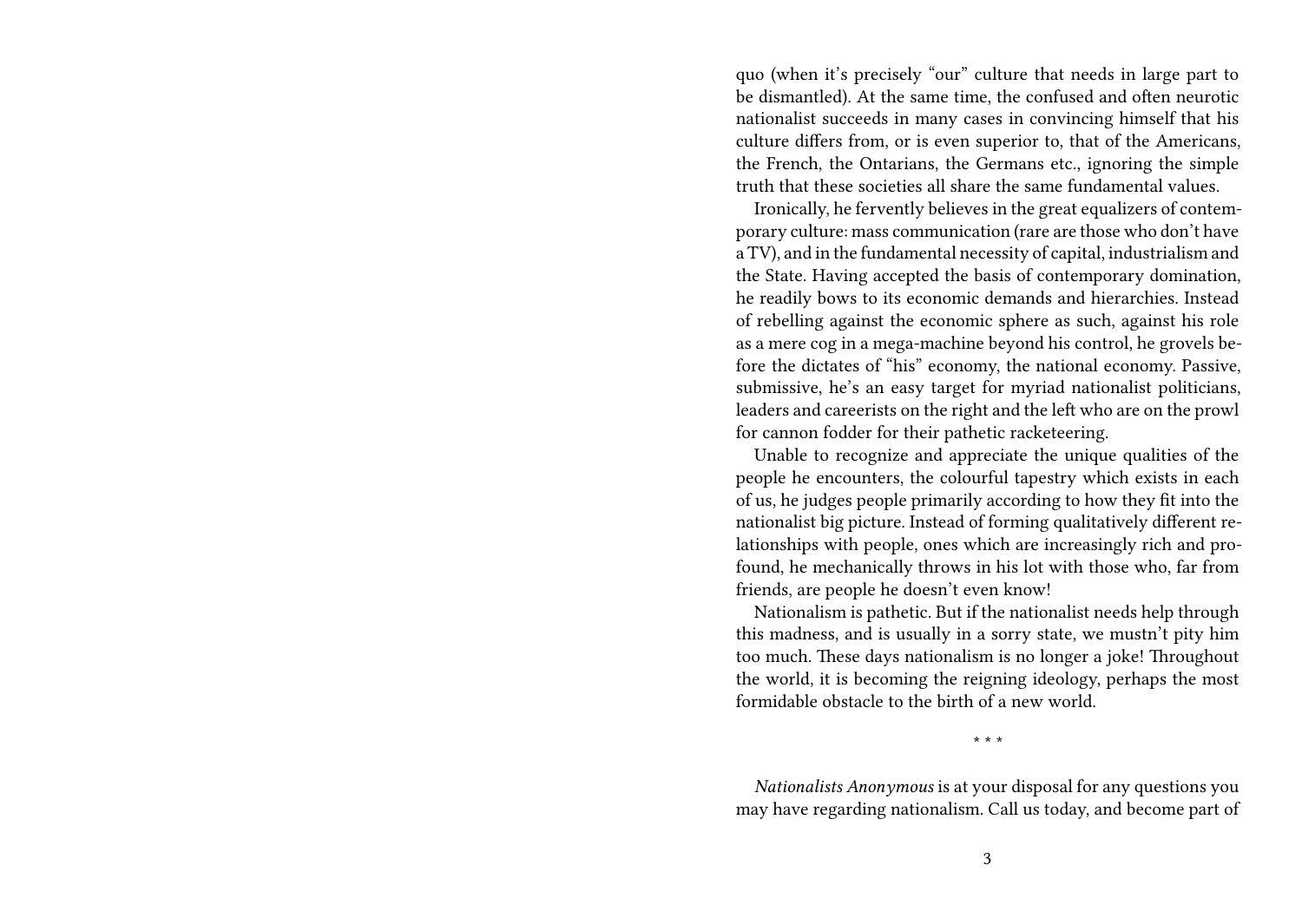quo (when it's precisely "our" culture that needs in large part to be dismantled). At the same time, the confused and often neurotic nationalist succeeds in many cases in convincing himself that his culture differs from, or is even superior to, that of the Americans, the French, the Ontarians, the Germans etc., ignoring the simple truth that these societies all share the same fundamental values.

Ironically, he fervently believes in the great equalizers of contemporary culture: mass communication (rare are those who don't have a TV), and in the fundamental necessity of capital, industrialism and the State. Having accepted the basis of contemporary domination, he readily bows to its economic demands and hierarchies. Instead of rebelling against the economic sphere as such, against his role as a mere cog in a mega-machine beyond his control, he grovels before the dictates of "his" economy, the national economy. Passive, submissive, he's an easy target for myriad nationalist politicians, leaders and careerists on the right and the left who are on the prowl for cannon fodder for their pathetic racketeering.

Unable to recognize and appreciate the unique qualities of the people he encounters, the colourful tapestry which exists in each of us, he judges people primarily according to how they fit into the nationalist big picture. Instead of forming qualitatively different relationships with people, ones which are increasingly rich and profound, he mechanically throws in his lot with those who, far from friends, are people he doesn't even know!

Nationalism is pathetic. But if the nationalist needs help through this madness, and is usually in a sorry state, we mustn't pity him too much. These days nationalism is no longer a joke! Throughout the world, it is becoming the reigning ideology, perhaps the most formidable obstacle to the birth of a new world.

\* \* \*

*Nationalists Anonymous* is at your disposal for any questions you may have regarding nationalism. Call us today, and become part of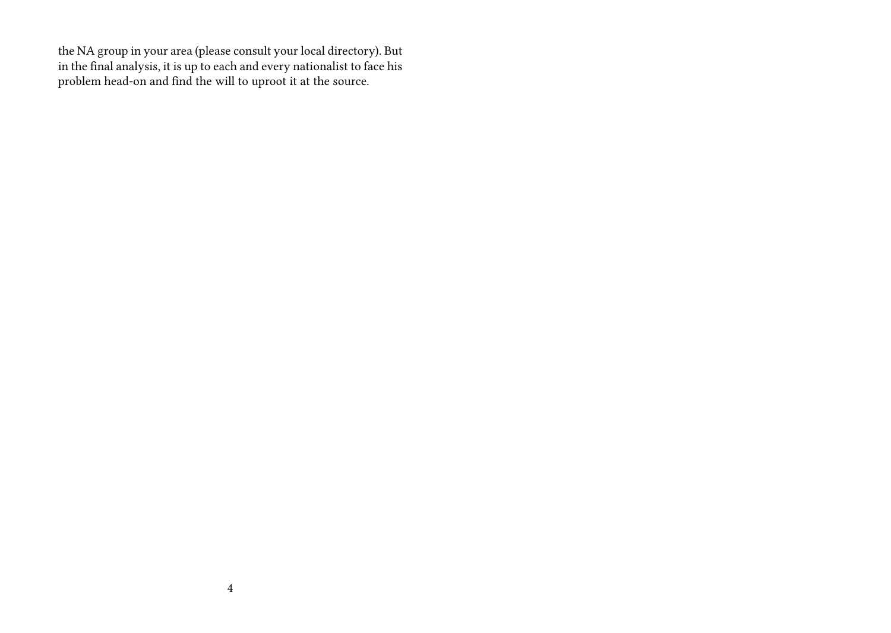the NA group in your area (please consult your local directory). But in the final analysis, it is up to each and every nationalist to face his problem head-on and find the will to uproot it at the source.